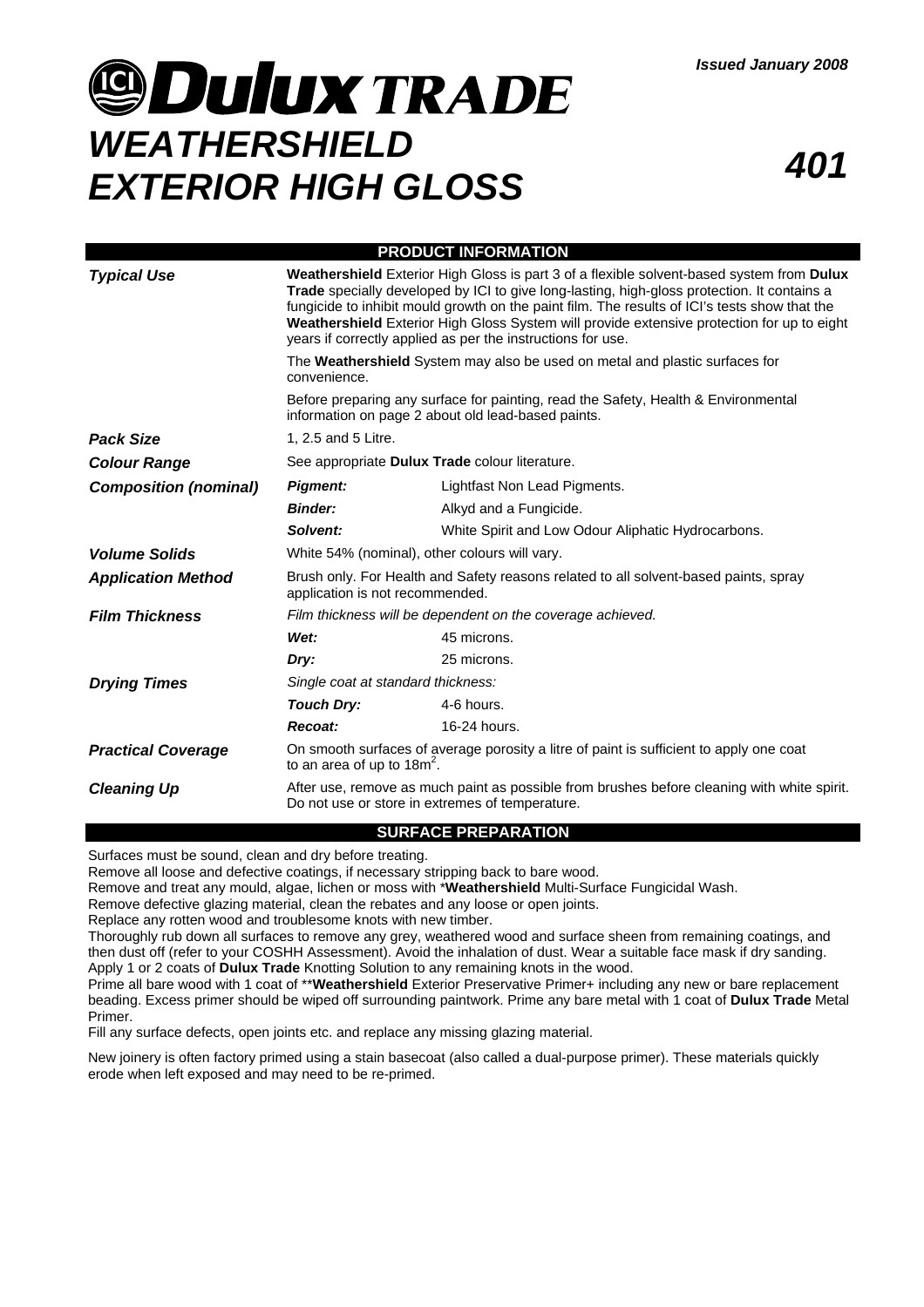*Issued January 2008*

# Dulux TRADE

# *WEATHERSHIELD EXTERIOR HIGH GLOSS*

# *401*

## PRODUCT INFORMATION

| | | |
|---|---|---|
| ***Typical Use*** | **Weathershield** Exterior High Gloss is part 3 of a flexible solvent-based system from **Dulux Trade** specially developed by ICI to give long-lasting, high-gloss protection. It contains a fungicide to inhibit mould growth on the paint film. The results of ICI's tests show that the **Weathershield** Exterior High Gloss System will provide extensive protection for up to eight years if correctly applied as per the instructions for use.<br><br>The **Weathershield** System may also be used on metal and plastic surfaces for convenience.<br><br>Before preparing any surface for painting, read the Safety, Health & Environmental information on page 2 about old lead-based paints. | |
| ***Pack Size*** | 1, 2.5 and 5 Litre. | |
| ***Colour Range*** | See appropriate **Dulux Trade** colour literature. | |
| ***Composition (nominal)*** | ***Pigment:*** | Lightfast Non Lead Pigments. |
| | ***Binder:*** | Alkyd and a Fungicide. |
| | ***Solvent:*** | White Spirit and Low Odour Aliphatic Hydrocarbons. |
| ***Volume Solids*** | White 54% (nominal), other colours will vary. | |
| ***Application Method*** | Brush only. For Health and Safety reasons related to all solvent-based paints, spray application is not recommended. | |
| ***Film Thickness*** | *Film thickness will be dependent on the coverage achieved.* | |
| | ***Wet:*** | 45 microns. |
| | ***Dry:*** | 25 microns. |
| ***Drying Times*** | *Single coat at standard thickness:* | |
| | ***Touch Dry:*** | 4-6 hours. |
| | ***Recoat:*** | 16-24 hours. |
| ***Practical Coverage*** | On smooth surfaces of average porosity a litre of paint is sufficient to apply one coat to an area of up to $18m^2$. | |
| ***Cleaning Up*** | After use, remove as much paint as possible from brushes before cleaning with white spirit. Do not use or store in extremes of temperature. | |

## SURFACE PREPARATION

Surfaces must be sound, clean and dry before treating.
Remove all loose and defective coatings, if necessary stripping back to bare wood.
Remove and treat any mould, algae, lichen or moss with ***Weathershield** Multi-Surface Fungicidal Wash.
Remove defective glazing material, clean the rebates and any loose or open joints.
Replace any rotten wood and troublesome knots with new timber.
Thoroughly rub down all surfaces to remove any grey, weathered wood and surface sheen from remaining coatings, and then dust off (refer to your COSHH Assessment). Avoid the inhalation of dust. Wear a suitable face mask if dry sanding.
Apply 1 or 2 coats of **Dulux Trade** Knotting Solution to any remaining knots in the wood.
Prime all bare wood with 1 coat of ****Weathershield** Exterior Preservative Primer+ including any new or bare replacement beading. Excess primer should be wiped off surrounding paintwork. Prime any bare metal with 1 coat of **Dulux Trade** Metal Primer.
Fill any surface defects, open joints etc. and replace any missing glazing material.

New joinery is often factory primed using a stain basecoat (also called a dual-purpose primer). These materials quickly erode when left exposed and may need to be re-primed.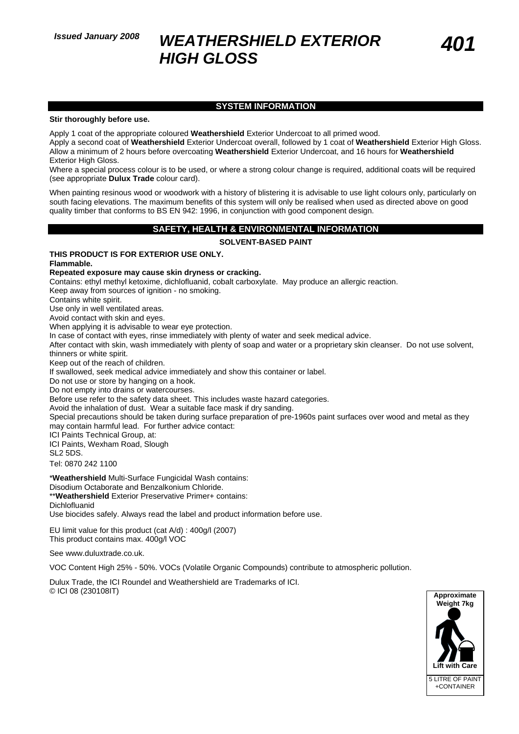*Issued January 2008*

# *WEATHERSHIELD EXTERIOR HIGH GLOSS* 

# *401*

## SYSTEM INFORMATION

**Stir thoroughly before use.**

Apply 1 coat of the appropriate coloured **Weathershield** Exterior Undercoat to all primed wood.
Apply a second coat of **Weathershield** Exterior Undercoat overall, followed by 1 coat of **Weathershield** Exterior High Gloss.
Allow a minimum of 2 hours before overcoating **Weathershield** Exterior Undercoat, and 16 hours for **Weathershield** Exterior High Gloss.
Where a special process colour is to be used, or where a strong colour change is required, additional coats will be required (see appropriate **Dulux Trade** colour card).

When painting resinous wood or woodwork with a history of blistering it is advisable to use light colours only, particularly on south facing elevations. The maximum benefits of this system will only be realised when used as directed above on good quality timber that conforms to BS EN 942: 1996, in conjunction with good component design.

## SAFETY, HEALTH & ENVIRONMENTAL INFORMATION

**SOLVENT-BASED PAINT**

**THIS PRODUCT IS FOR EXTERIOR USE ONLY.**
**Flammable.**
**Repeated exposure may cause skin dryness or cracking.**
Contains: ethyl methyl ketoxime, dichlofluanid, cobalt carboxylate. May produce an allergic reaction.
Keep away from sources of ignition - no smoking.
Contains white spirit.
Use only in well ventilated areas.
Avoid contact with skin and eyes.
When applying it is advisable to wear eye protection.
In case of contact with eyes, rinse immediately with plenty of water and seek medical advice.
After contact with skin, wash immediately with plenty of soap and water or a proprietary skin cleanser. Do not use solvent, thinners or white spirit.
Keep out of the reach of children.
If swallowed, seek medical advice immediately and show this container or label.
Do not use or store by hanging on a hook.
Do not empty into drains or watercourses.
Before use refer to the safety data sheet. This includes waste hazard categories.
Avoid the inhalation of dust. Wear a suitable face mask if dry sanding.
Special precautions should be taken during surface preparation of pre-1960s paint surfaces over wood and metal as they may contain harmful lead. For further advice contact:
ICI Paints Technical Group, at:
ICI Paints, Wexham Road, Slough
SL2 5DS.
Tel: 0870 242 1100

\***Weathershield** Multi-Surface Fungicidal Wash contains:
Disodium Octaborate and Benzalkonium Chloride.
\*\***Weathershield** Exterior Preservative Primer+ contains:
Dichlofluanid
Use biocides safely. Always read the label and product information before use.

EU limit value for this product (cat A/d) : 400g/l (2007)
This product contains max. 400g/l VOC

See www.duluxtrade.co.uk.

VOC Content High 25% - 50%. VOCs (Volatile Organic Compounds) contribute to atmospheric pollution.

Dulux Trade, the ICI Roundel and Weathershield are Trademarks of ICI.
© ICI 08 (230108IT)

**Approximate Weight 7kg**

**Lift with Care**

5 LITRE OF PAINT +CONTAINER